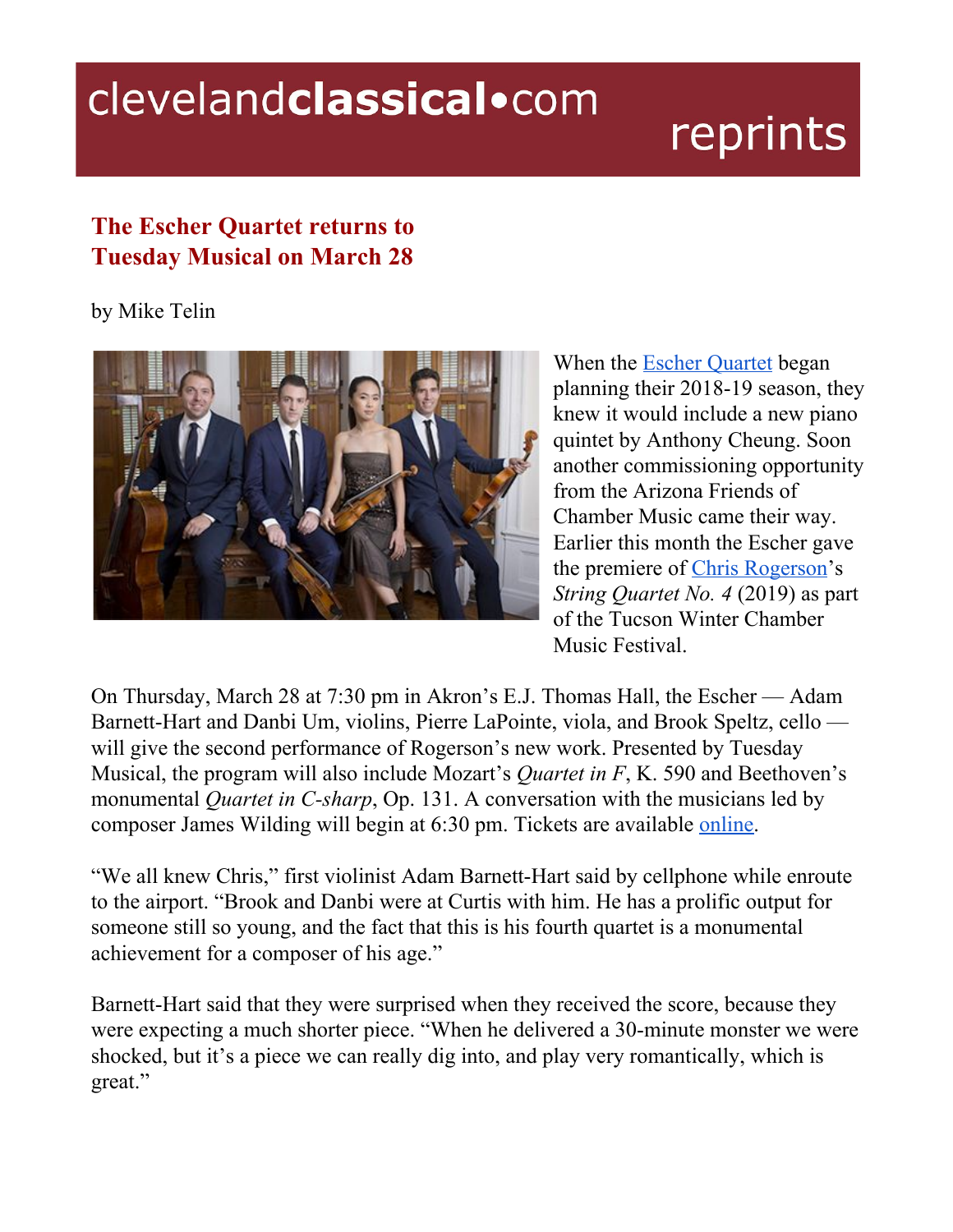clevelandclassical•com reprints

## The Escher Quartet returns to Tuesday Musical on March 28

by Mike Telin

When the Escher Quartet began planning their 2018-19 season, they knew it would include a new piano quintet by Anthony Cheung. Soon another commissioning opportunity from the Arizona Friends of Chamber Music came their way. Earlier this month the Escher gave the premiere of Chris Rogerson's *String Quartet No. 4* (2019) as part of the Tucson Winter Chamber Music Festival.

On Thursday, March 28 at 7:30 pm in Akron's E.J. Thomas Hall, the Escher — Adam Barnett-Hart and Danbi Um, violins, Pierre LaPointe, viola, and Brook Speltz, cello — will give the second performance of Rogerson's new work. Presented by Tuesday Musical, the program will also include Mozart's *Quartet in F*, K. 590 and Beethoven's monumental *Quartet in C-sharp*, Op. 131. A conversation with the musicians led by composer James Wilding will begin at 6:30 pm. Tickets are available online.

"We all knew Chris," first violinist Adam Barnett-Hart said by cellphone while enroute to the airport. "Brook and Danbi were at Curtis with him. He has a prolific output for someone still so young, and the fact that this is his fourth quartet is a monumental achievement for a composer of his age."

Barnett-Hart said that they were surprised when they received the score, because they were expecting a much shorter piece. "When he delivered a 30-minute monster we were shocked, but it's a piece we can really dig into, and play very romantically, which is great."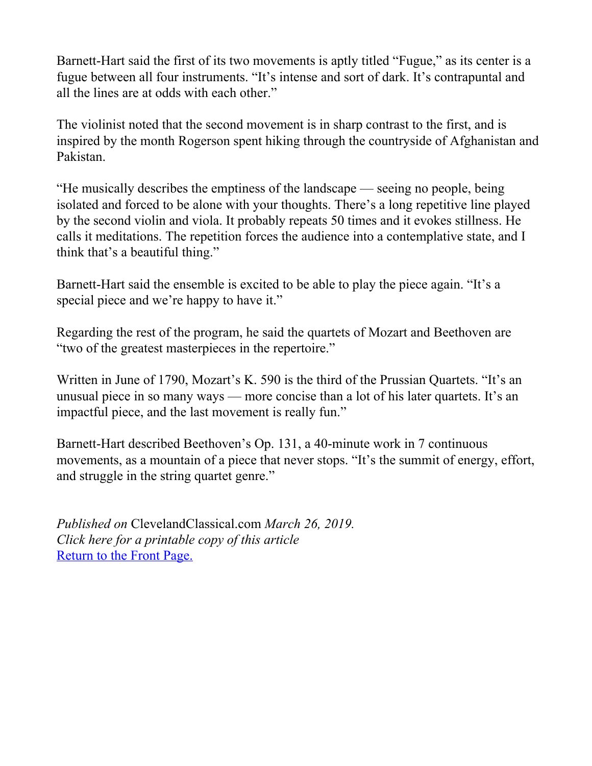Barnett-Hart said the first of its two movements is aptly titled "Fugue," as its center is a fugue between all four instruments. "It's intense and sort of dark. It's contrapuntal and all the lines are at odds with each other."

The violinist noted that the second movement is in sharp contrast to the first, and is inspired by the month Rogerson spent hiking through the countryside of Afghanistan and Pakistan.

"He musically describes the emptiness of the landscape — seeing no people, being isolated and forced to be alone with your thoughts. There's a long repetitive line played by the second violin and viola. It probably repeats 50 times and it evokes stillness. He calls it meditations. The repetition forces the audience into a contemplative state, and I think that's a beautiful thing."

Barnett-Hart said the ensemble is excited to be able to play the piece again. "It's a special piece and we're happy to have it."

Regarding the rest of the program, he said the quartets of Mozart and Beethoven are "two of the greatest masterpieces in the repertoire."

Written in June of 1790, Mozart's K. 590 is the third of the Prussian Quartets. "It's an unusual piece in so many ways — more concise than a lot of his later quartets. It's an impactful piece, and the last movement is really fun."

Barnett-Hart described Beethoven's Op. 131, a 40-minute work in 7 continuous movements, as a mountain of a piece that never stops. "It's the summit of energy, effort, and struggle in the string quartet genre."

*Published on* ClevelandClassical.com *March 26, 2019.*
*Click here for a printable copy of this article*
[Return to the Front Page.]